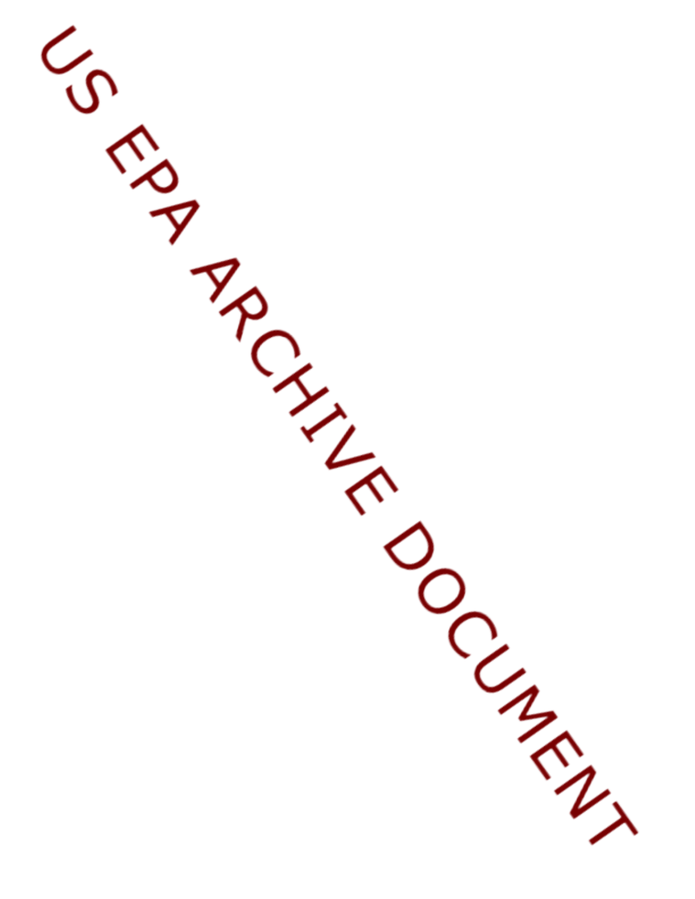US EPA ARCHIVE DOCUMENT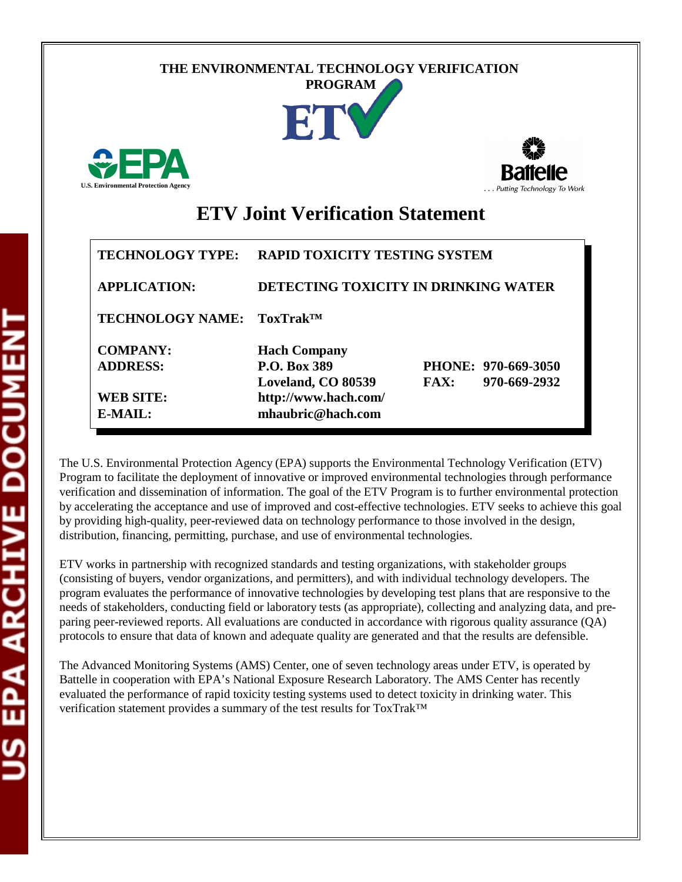THE ENVIRONMENTAL TECHNOLOGY VERIFICATION PROGRAM

U.S. Environmental Protection Agency

Battelle

. . . Putting Technology To Work

# ETV Joint Verification Statement

| | | | |
|---|---|---|---|
| **TECHNOLOGY TYPE:** | **RAPID TOXICITY TESTING SYSTEM** | | |
| **APPLICATION:** | **DETECTING TOXICITY IN DRINKING WATER** | | |
| **TECHNOLOGY NAME:** | **ToxTrak™** | | |
| **COMPANY:** | **Hach Company** | | |
| **ADDRESS:** | **P.O. Box 389** | **PHONE:** | **970-669-3050** |
| | **Loveland, CO 80539** | **FAX:** | **970-669-2932** |
| **WEB SITE:** | **http://www.hach.com/** | | |
| **E-MAIL:** | **mhaubric@hach.com** | | |

The U.S. Environmental Protection Agency (EPA) supports the Environmental Technology Verification (ETV) Program to facilitate the deployment of innovative or improved environmental technologies through performance verification and dissemination of information. The goal of the ETV Program is to further environmental protection by accelerating the acceptance and use of improved and cost-effective technologies. ETV seeks to achieve this goal by providing high-quality, peer-reviewed data on technology performance to those involved in the design, distribution, financing, permitting, purchase, and use of environmental technologies.

ETV works in partnership with recognized standards and testing organizations, with stakeholder groups (consisting of buyers, vendor organizations, and permitters), and with individual technology developers. The program evaluates the performance of innovative technologies by developing test plans that are responsive to the needs of stakeholders, conducting field or laboratory tests (as appropriate), collecting and analyzing data, and preparing peer-reviewed reports. All evaluations are conducted in accordance with rigorous quality assurance (QA) protocols to ensure that data of known and adequate quality are generated and that the results are defensible.

The Advanced Monitoring Systems (AMS) Center, one of seven technology areas under ETV, is operated by Battelle in cooperation with EPA's National Exposure Research Laboratory. The AMS Center has recently evaluated the performance of rapid toxicity testing systems used to detect toxicity in drinking water. This verification statement provides a summary of the test results for ToxTrak™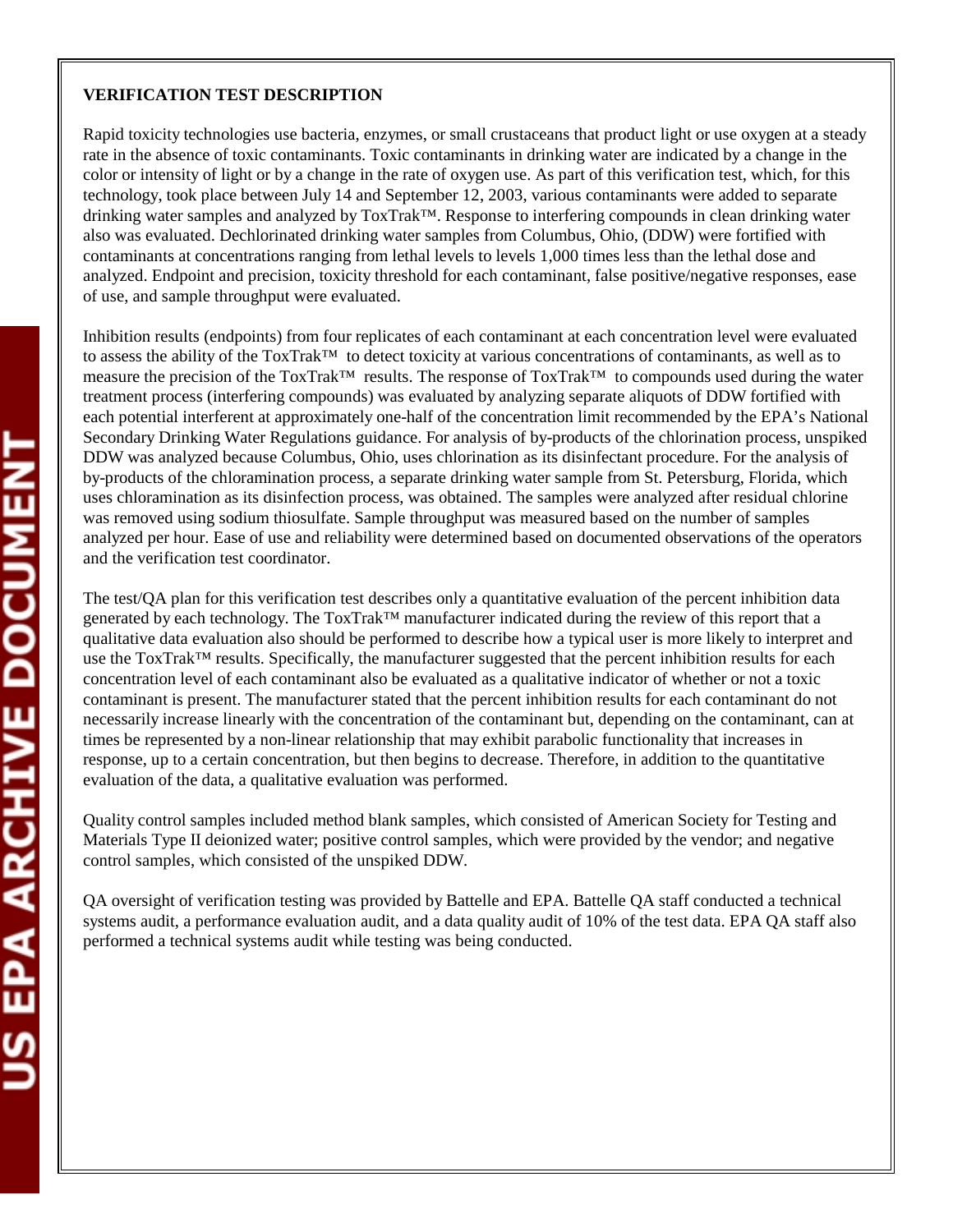**VERIFICATION TEST DESCRIPTION**

Rapid toxicity technologies use bacteria, enzymes, or small crustaceans that product light or use oxygen at a steady rate in the absence of toxic contaminants. Toxic contaminants in drinking water are indicated by a change in the color or intensity of light or by a change in the rate of oxygen use. As part of this verification test, which, for this technology, took place between July 14 and September 12, 2003, various contaminants were added to separate drinking water samples and analyzed by ToxTrak™. Response to interfering compounds in clean drinking water also was evaluated. Dechlorinated drinking water samples from Columbus, Ohio, (DDW) were fortified with contaminants at concentrations ranging from lethal levels to levels 1,000 times less than the lethal dose and analyzed. Endpoint and precision, toxicity threshold for each contaminant, false positive/negative responses, ease of use, and sample throughput were evaluated.

Inhibition results (endpoints) from four replicates of each contaminant at each concentration level were evaluated to assess the ability of the ToxTrak™ to detect toxicity at various concentrations of contaminants, as well as to measure the precision of the ToxTrak™ results. The response of ToxTrak™ to compounds used during the water treatment process (interfering compounds) was evaluated by analyzing separate aliquots of DDW fortified with each potential interferent at approximately one-half of the concentration limit recommended by the EPA's National Secondary Drinking Water Regulations guidance. For analysis of by-products of the chlorination process, unspiked DDW was analyzed because Columbus, Ohio, uses chlorination as its disinfectant procedure. For the analysis of by-products of the chloramination process, a separate drinking water sample from St. Petersburg, Florida, which uses chloramination as its disinfection process, was obtained. The samples were analyzed after residual chlorine was removed using sodium thiosulfate. Sample throughput was measured based on the number of samples analyzed per hour. Ease of use and reliability were determined based on documented observations of the operators and the verification test coordinator.

The test/QA plan for this verification test describes only a quantitative evaluation of the percent inhibition data generated by each technology. The ToxTrak™ manufacturer indicated during the review of this report that a qualitative data evaluation also should be performed to describe how a typical user is more likely to interpret and use the ToxTrak™ results. Specifically, the manufacturer suggested that the percent inhibition results for each concentration level of each contaminant also be evaluated as a qualitative indicator of whether or not a toxic contaminant is present. The manufacturer stated that the percent inhibition results for each contaminant do not necessarily increase linearly with the concentration of the contaminant but, depending on the contaminant, can at times be represented by a non-linear relationship that may exhibit parabolic functionality that increases in response, up to a certain concentration, but then begins to decrease. Therefore, in addition to the quantitative evaluation of the data, a qualitative evaluation was performed.

Quality control samples included method blank samples, which consisted of American Society for Testing and Materials Type II deionized water; positive control samples, which were provided by the vendor; and negative control samples, which consisted of the unspiked DDW.

QA oversight of verification testing was provided by Battelle and EPA. Battelle QA staff conducted a technical systems audit, a performance evaluation audit, and a data quality audit of 10% of the test data. EPA QA staff also performed a technical systems audit while testing was being conducted.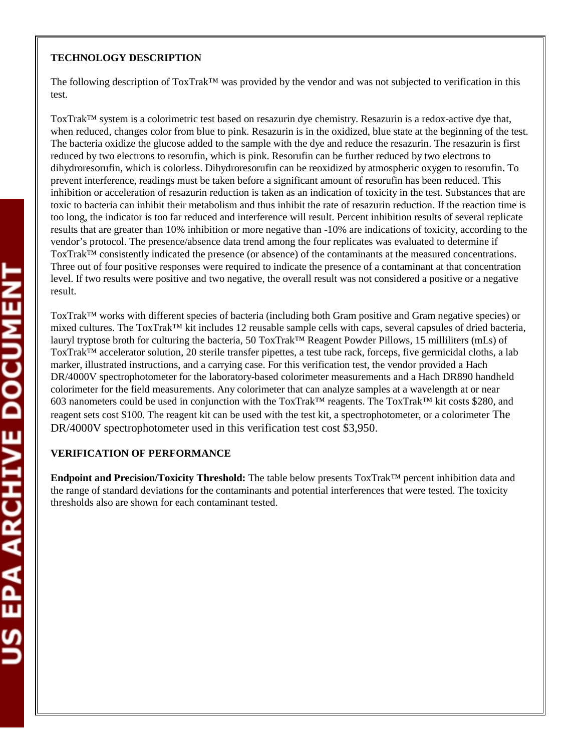**TECHNOLOGY DESCRIPTION**

The following description of ToxTrak™ was provided by the vendor and was not subjected to verification in this test.

ToxTrak™ system is a colorimetric test based on resazurin dye chemistry. Resazurin is a redox-active dye that, when reduced, changes color from blue to pink. Resazurin is in the oxidized, blue state at the beginning of the test. The bacteria oxidize the glucose added to the sample with the dye and reduce the resazurin. The resazurin is first reduced by two electrons to resorufin, which is pink. Resorufin can be further reduced by two electrons to dihydroresorufin, which is colorless. Dihydroresorufin can be reoxidized by atmospheric oxygen to resorufin. To prevent interference, readings must be taken before a significant amount of resorufin has been reduced. This inhibition or acceleration of resazurin reduction is taken as an indication of toxicity in the test. Substances that are toxic to bacteria can inhibit their metabolism and thus inhibit the rate of resazurin reduction. If the reaction time is too long, the indicator is too far reduced and interference will result. Percent inhibition results of several replicate results that are greater than 10% inhibition or more negative than -10% are indications of toxicity, according to the vendor's protocol. The presence/absence data trend among the four replicates was evaluated to determine if ToxTrak™ consistently indicated the presence (or absence) of the contaminants at the measured concentrations. Three out of four positive responses were required to indicate the presence of a contaminant at that concentration level. If two results were positive and two negative, the overall result was not considered a positive or a negative result.

ToxTrak™ works with different species of bacteria (including both Gram positive and Gram negative species) or mixed cultures. The ToxTrak™ kit includes 12 reusable sample cells with caps, several capsules of dried bacteria, lauryl tryptose broth for culturing the bacteria, 50 ToxTrak™ Reagent Powder Pillows, 15 milliliters (mLs) of ToxTrak™ accelerator solution, 20 sterile transfer pipettes, a test tube rack, forceps, five germicidal cloths, a lab marker, illustrated instructions, and a carrying case. For this verification test, the vendor provided a Hach DR/4000V spectrophotometer for the laboratory-based colorimeter measurements and a Hach DR890 handheld colorimeter for the field measurements. Any colorimeter that can analyze samples at a wavelength at or near 603 nanometers could be used in conjunction with the ToxTrak™ reagents. The ToxTrak™ kit costs $280, and reagent sets cost $100. The reagent kit can be used with the test kit, a spectrophotometer, or a colorimeter The DR/4000V spectrophotometer used in this verification test cost $3,950.

**VERIFICATION OF PERFORMANCE**

**Endpoint and Precision/Toxicity Threshold:** The table below presents ToxTrak™ percent inhibition data and the range of standard deviations for the contaminants and potential interferences that were tested. The toxicity thresholds also are shown for each contaminant tested.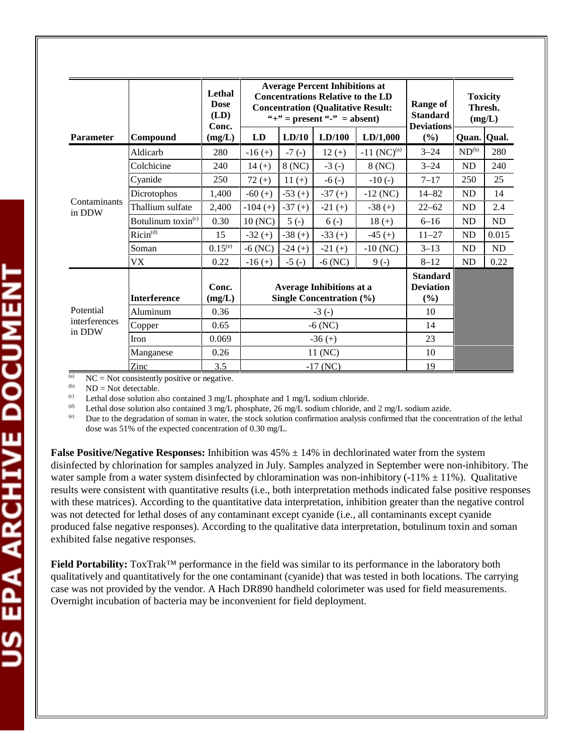| Parameter | Compound | Lethal Dose (LD) Conc. (mg/L) | Average Percent Inhibitions at Concentrations Relative to the LD Concentration (Qualitative Result: "+" = present "-" = absent) | | | | Range of Standard Deviations (%) | Toxicity Thresh. (mg/L) | |
|---|---|---|---|---|---|---|---|---|---|
| | | | LD | LD/10 | LD/100 | LD/1,000 | | Quan. | Qual. |
| Contaminants in DDW | Aldicarb | 280 | -16 (+) | -7 (-) | 12 (+) | -11 (NC)[(a)] | 3–24 | ND[(b)] | 280 |
| | Colchicine | 240 | 14 (+) | 8 (NC) | -3 (-) | 8 (NC) | 3–24 | ND | 240 |
| | Cyanide | 250 | 72 (+) | 11 (+) | -6 (-) | -10 (-) | 7–17 | 250 | 25 |
| | Dicrotophos | 1,400 | -60 (+) | -53 (+) | -37 (+) | -12 (NC) | 14–82 | ND | 14 |
| | Thallium sulfate | 2,400 | -104 (+) | -37 (+) | -21 (+) | -38 (+) | 22–62 | ND | 2.4 |
| | Botulinum toxin[(c)] | 0.30 | 10 (NC) | 5 (-) | 6 (-) | 18 (+) | 6–16 | ND | ND |
| | Ricin[(d)] | 15 | -32 (+) | -38 (+) | -33 (+) | -45 (+) | 11–27 | ND | 0.015 |
| | Soman | 0.15[(e)] | -6 (NC) | -24 (+) | -21 (+) | -10 (NC) | 3–13 | ND | ND |
| | VX | 0.22 | -16 (+) | -5 (-) | -6 (NC) | 9 (-) | 8–12 | ND | 0.22 |
| | **Interference** | **Conc. (mg/L)** | **Average Inhibitions at a Single Concentration (%)** | | | | **Standard Deviation (%)** | | |
| Potential interferences in DDW | Aluminum | 0.36 | -3 (-) | | | | 10 | | |
| | Copper | 0.65 | -6 (NC) | | | | 14 | | |
| | Iron | 0.069 | -36 (+) | | | | 23 | | |
| | Manganese | 0.26 | 11 (NC) | | | | 10 | | |
| | Zinc | 3.5 | -17 (NC) | | | | 19 | | |

(a) NC = Not consistently positive or negative.
(b) ND = Not detectable.
(c) Lethal dose solution also contained 3 mg/L phosphate and 1 mg/L sodium chloride.
(d) Lethal dose solution also contained 3 mg/L phosphate, 26 mg/L sodium chloride, and 2 mg/L sodium azide.
(e) Due to the degradation of soman in water, the stock solution confirmation analysis confirmed that the concentration of the lethal dose was 51% of the expected concentration of 0.30 mg/L.

**False Positive/Negative Responses:** Inhibition was 45% ± 14% in dechlorinated water from the system disinfected by chlorination for samples analyzed in July. Samples analyzed in September were non-inhibitory. The water sample from a water system disinfected by chloramination was non-inhibitory (-11% ± 11%). Qualitative results were consistent with quantitative results (i.e., both interpretation methods indicated false positive responses with these matrices). According to the quantitative data interpretation, inhibition greater than the negative control was not detected for lethal doses of any contaminant except cyanide (i.e., all contaminants except cyanide produced false negative responses). According to the qualitative data interpretation, botulinum toxin and soman exhibited false negative responses.

**Field Portability:** ToxTrak™ performance in the field was similar to its performance in the laboratory both qualitatively and quantitatively for the one contaminant (cyanide) that was tested in both locations. The carrying case was not provided by the vendor. A Hach DR890 handheld colorimeter was used for field measurements. Overnight incubation of bacteria may be inconvenient for field deployment.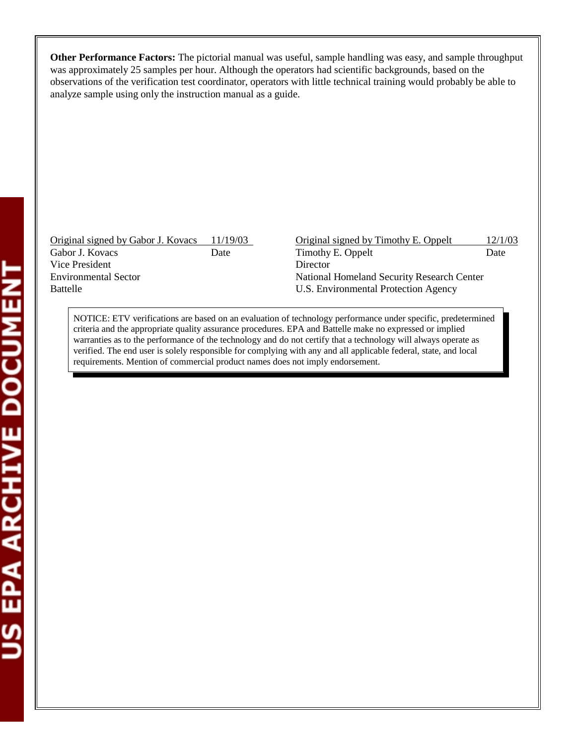**Other Performance Factors:** The pictorial manual was useful, sample handling was easy, and sample throughput was approximately 25 samples per hour. Although the operators had scientific backgrounds, based on the observations of the verification test coordinator, operators with little technical training would probably be able to analyze sample using only the instruction manual as a guide.

| | | | |
|---|---|---|---|
| Original signed by Gabor J. Kovacs | 11/19/03 | Original signed by Timothy E. Oppelt | 12/1/03 |
| Gabor J. Kovacs | Date | Timothy E. Oppelt | Date |
| Vice President | | Director | |
| Environmental Sector | | National Homeland Security Research Center | |
| Battelle | | U.S. Environmental Protection Agency | |

NOTICE: ETV verifications are based on an evaluation of technology performance under specific, predetermined criteria and the appropriate quality assurance procedures. EPA and Battelle make no expressed or implied warranties as to the performance of the technology and do not certify that a technology will always operate as verified. The end user is solely responsible for complying with any and all applicable federal, state, and local requirements. Mention of commercial product names does not imply endorsement.